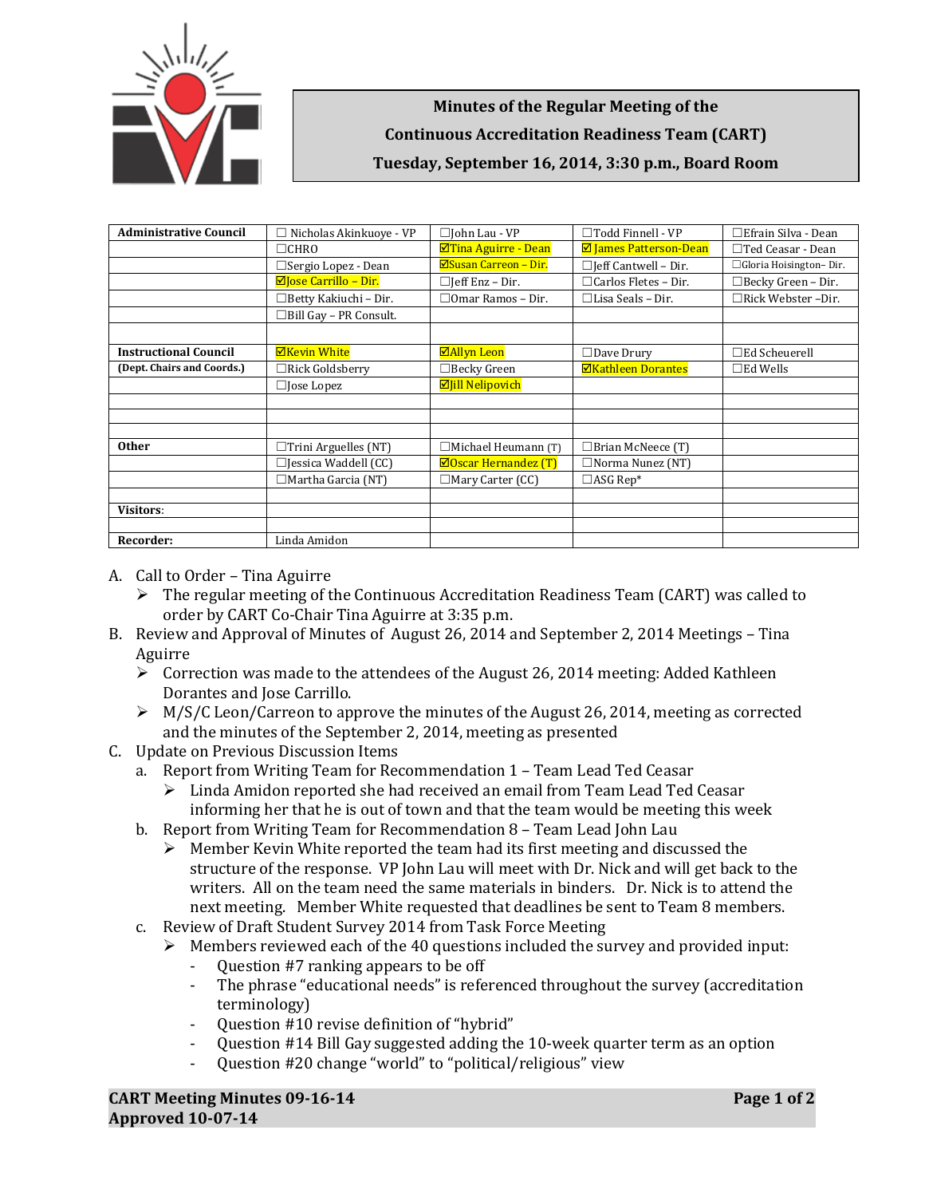# Minutes of the Regular Meeting of the Continuous Accreditation Readiness Team (CART)

**Tuesday, September 16, 2014, 3:30 p.m., Board Room**

| | | | | |
|---|---|---|---|---|
| **Administrative Council** | ☐ Nicholas Akinkuoye - VP | ☐John Lau - VP | ☐Todd Finnell - VP | ☐Efrain Silva - Dean |
| | ☐CHRO | ☑Tina Aguirre - Dean | ☑ James Patterson-Dean | ☐Ted Ceasar - Dean |
| | ☐Sergio Lopez - Dean | ☑Susan Carreon – Dir. | ☐Jeff Cantwell – Dir. | ☐Gloria Hoisington– Dir. |
| | ☑Jose Carrillo – Dir. | ☐Jeff Enz – Dir. | ☐Carlos Fletes – Dir. | ☐Becky Green – Dir. |
| | ☐Betty Kakiuchi – Dir. | ☐Omar Ramos – Dir. | ☐Lisa Seals – Dir. | ☐Rick Webster –Dir. |
| | ☐Bill Gay – PR Consult. | | | |
| | | | | |
| **Instructional Council** | ☑Kevin White | ☑Allyn Leon | ☐Dave Drury | ☐Ed Scheuerell |
| **(Dept. Chairs and Coords.)** | ☐Rick Goldsberry | ☐Becky Green | ☑Kathleen Dorantes | ☐Ed Wells |
| | ☐Jose Lopez | ☑Jill Nelipovich | | |
| | | | | |
| | | | | |
| | | | | |
| **Other** | ☐Trini Arguelles (NT) | ☐Michael Heumann (T) | ☐Brian McNeece (T) | |
| | ☐Jessica Waddell (CC) | ☑Oscar Hernandez (T) | ☐Norma Nunez (NT) | |
| | ☐Martha Garcia (NT) | ☐Mary Carter (CC) | ☐ASG Rep* | |
| | | | | |
| **Visitors**: | | | | |
| | | | | |
| **Recorder:** | Linda Amidon | | | |

A. Call to Order – Tina Aguirre
   - The regular meeting of the Continuous Accreditation Readiness Team (CART) was called to order by CART Co-Chair Tina Aguirre at 3:35 p.m.

B. Review and Approval of Minutes of August 26, 2014 and September 2, 2014 Meetings – Tina Aguirre
   - Correction was made to the attendees of the August 26, 2014 meeting: Added Kathleen Dorantes and Jose Carrillo.
   - M/S/C Leon/Carreon to approve the minutes of the August 26, 2014, meeting as corrected and the minutes of the September 2, 2014, meeting as presented

C. Update on Previous Discussion Items
   a. Report from Writing Team for Recommendation 1 – Team Lead Ted Ceasar
      - Linda Amidon reported she had received an email from Team Lead Ted Ceasar informing her that he is out of town and that the team would be meeting this week
   b. Report from Writing Team for Recommendation 8 – Team Lead John Lau
      - Member Kevin White reported the team had its first meeting and discussed the structure of the response. VP John Lau will meet with Dr. Nick and will get back to the writers. All on the team need the same materials in binders. Dr. Nick is to attend the next meeting. Member White requested that deadlines be sent to Team 8 members.
   c. Review of Draft Student Survey 2014 from Task Force Meeting
      - Members reviewed each of the 40 questions included the survey and provided input:
        - Question #7 ranking appears to be off
        - The phrase "educational needs" is referenced throughout the survey (accreditation terminology)
        - Question #10 revise definition of "hybrid"
        - Question #14 Bill Gay suggested adding the 10-week quarter term as an option
        - Question #20 change "world" to "political/religious" view

**CART Meeting Minutes 09-16-14**
**Approved 10-07-14**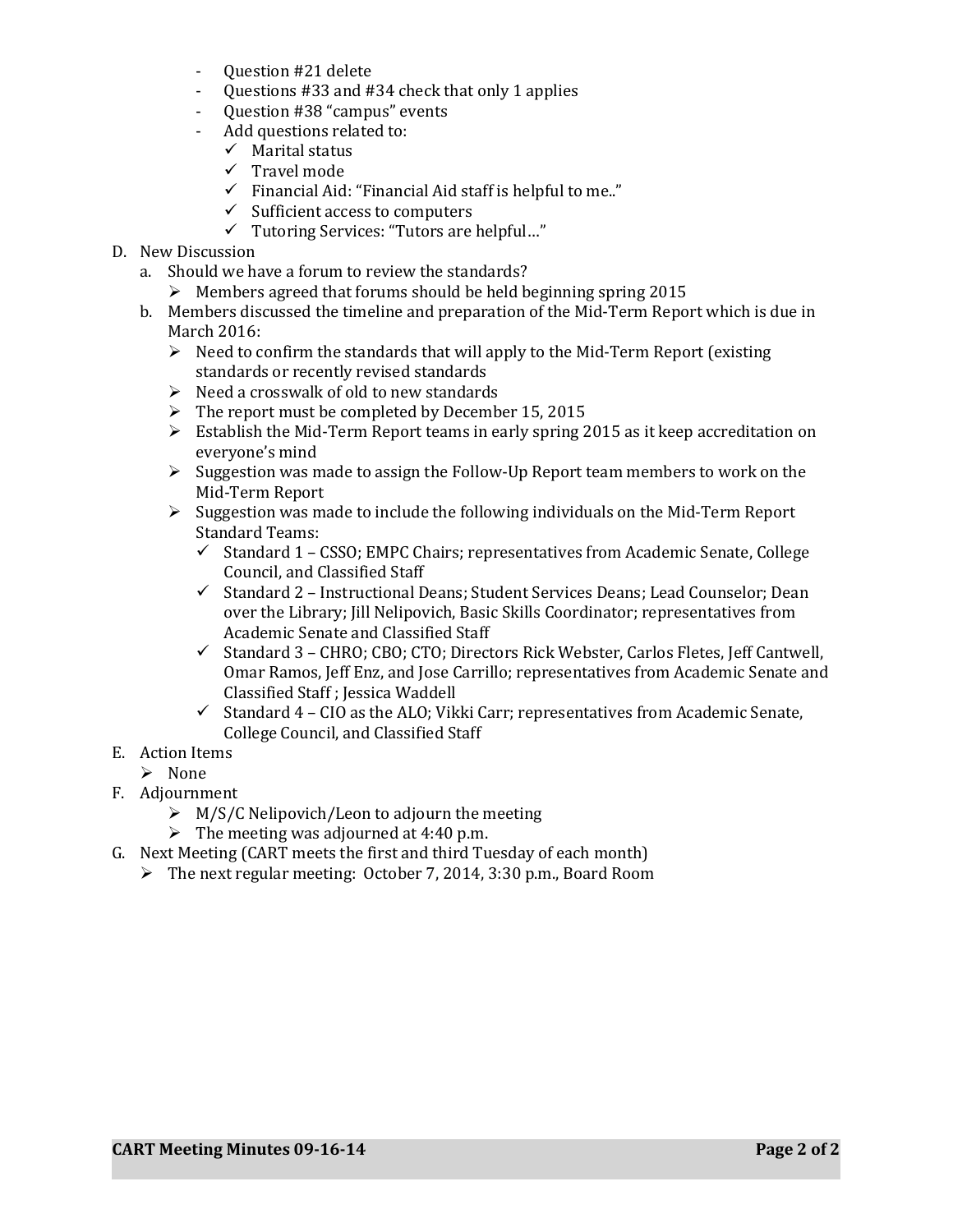- Question #21 delete
- Questions #33 and #34 check that only 1 applies
- Question #38 "campus" events
- Add questions related to:
  - ✓ Marital status
  - ✓ Travel mode
  - ✓ Financial Aid: "Financial Aid staff is helpful to me.."
  - ✓ Sufficient access to computers
  - ✓ Tutoring Services: "Tutors are helpful…"

D. New Discussion
  a. Should we have a forum to review the standards?
     - ➢ Members agreed that forums should be held beginning spring 2015
  b. Members discussed the timeline and preparation of the Mid-Term Report which is due in March 2016:
     - ➢ Need to confirm the standards that will apply to the Mid-Term Report (existing standards or recently revised standards
     - ➢ Need a crosswalk of old to new standards
     - ➢ The report must be completed by December 15, 2015
     - ➢ Establish the Mid-Term Report teams in early spring 2015 as it keep accreditation on everyone's mind
     - ➢ Suggestion was made to assign the Follow-Up Report team members to work on the Mid-Term Report
     - ➢ Suggestion was made to include the following individuals on the Mid-Term Report Standard Teams:
       - ✓ Standard 1 – CSSO; EMPC Chairs; representatives from Academic Senate, College Council, and Classified Staff
       - ✓ Standard 2 – Instructional Deans; Student Services Deans; Lead Counselor; Dean over the Library; Jill Nelipovich, Basic Skills Coordinator; representatives from Academic Senate and Classified Staff
       - ✓ Standard 3 – CHRO; CBO; CTO; Directors Rick Webster, Carlos Fletes, Jeff Cantwell, Omar Ramos, Jeff Enz, and Jose Carrillo; representatives from Academic Senate and Classified Staff ; Jessica Waddell
       - ✓ Standard 4 – CIO as the ALO; Vikki Carr; representatives from Academic Senate, College Council, and Classified Staff

E. Action Items
  - ➢ None

F. Adjournment
  - ➢ M/S/C Nelipovich/Leon to adjourn the meeting
  - ➢ The meeting was adjourned at 4:40 p.m.

G. Next Meeting (CART meets the first and third Tuesday of each month)
  - ➢ The next regular meeting: October 7, 2014, 3:30 p.m., Board Room